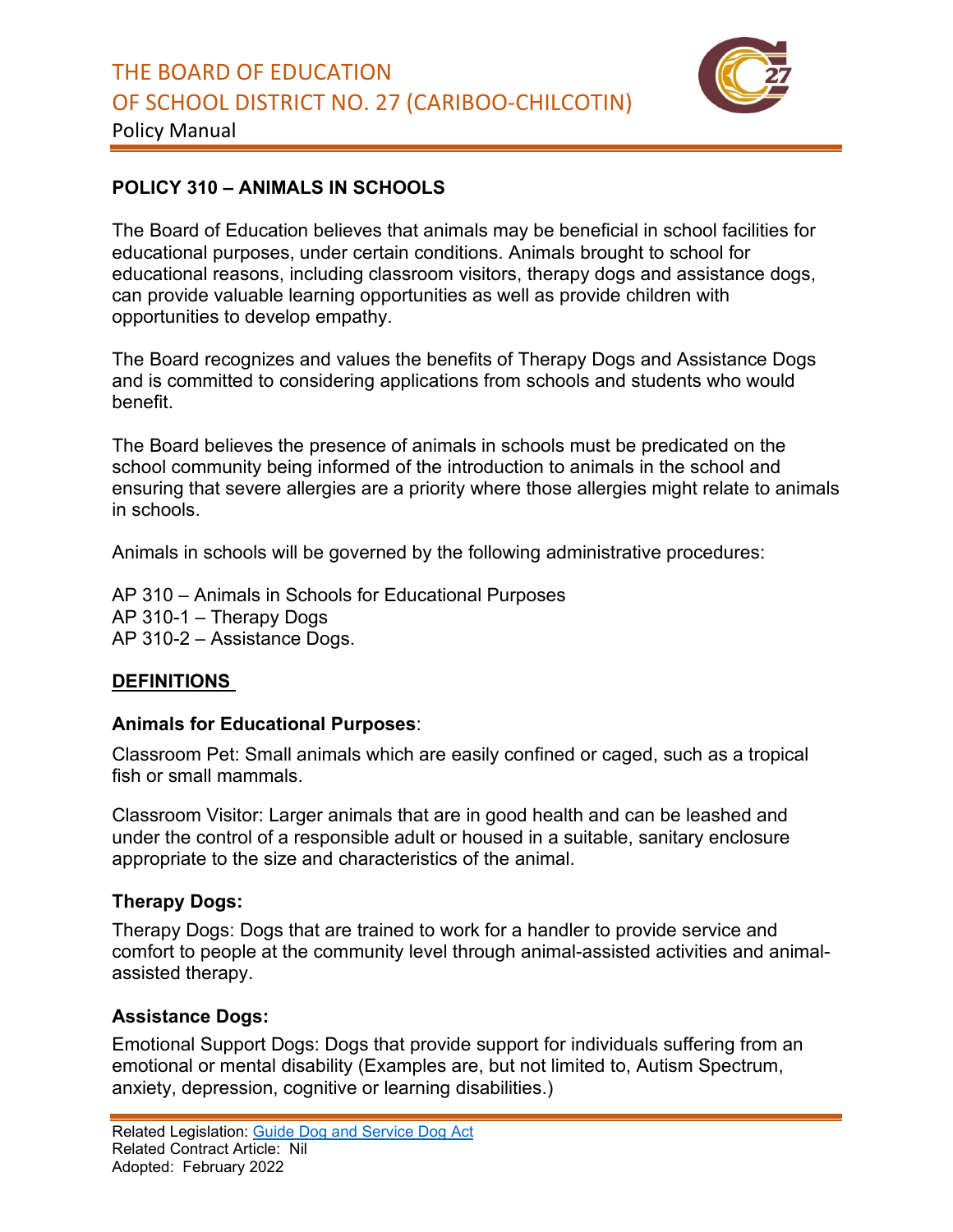# POLICY 310 – ANIMALS IN SCHOOLS

The Board of Education believes that animals may be beneficial in school facilities for educational purposes, under certain conditions. Animals brought to school for educational reasons, including classroom visitors, therapy dogs and assistance dogs, can provide valuable learning opportunities as well as provide children with opportunities to develop empathy.

The Board recognizes and values the benefits of Therapy Dogs and Assistance Dogs and is committed to considering applications from schools and students who would benefit.

The Board believes the presence of animals in schools must be predicated on the school community being informed of the introduction to animals in the school and ensuring that severe allergies are a priority where those allergies might relate to animals in schools.

Animals in schools will be governed by the following administrative procedures:

AP 310 – Animals in Schools for Educational Purposes
AP 310-1 – Therapy Dogs
AP 310-2 – Assistance Dogs.

## DEFINITIONS

### Animals for Educational Purposes:

Classroom Pet: Small animals which are easily confined or caged, such as a tropical fish or small mammals.

Classroom Visitor: Larger animals that are in good health and can be leashed and under the control of a responsible adult or housed in a suitable, sanitary enclosure appropriate to the size and characteristics of the animal.

### Therapy Dogs:

Therapy Dogs: Dogs that are trained to work for a handler to provide service and comfort to people at the community level through animal-assisted activities and animal-assisted therapy.

### Assistance Dogs:

Emotional Support Dogs: Dogs that provide support for individuals suffering from an emotional or mental disability (Examples are, but not limited to, Autism Spectrum, anxiety, depression, cognitive or learning disabilities.)

Related Legislation: Guide Dog and Service Dog Act
Related Contract Article: Nil
Adopted: February 2022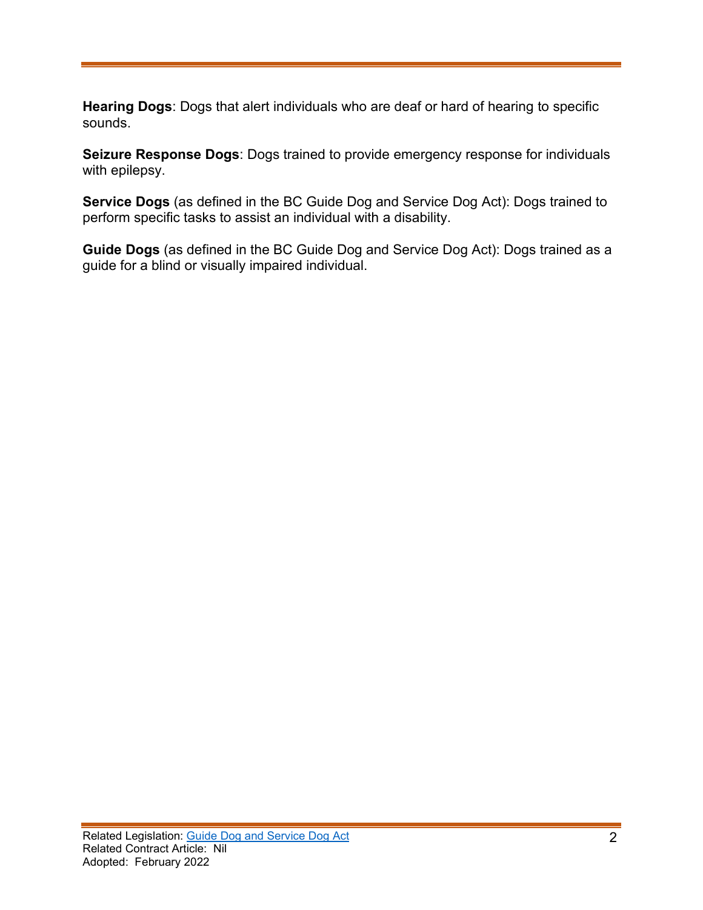**Hearing Dogs**: Dogs that alert individuals who are deaf or hard of hearing to specific sounds.

**Seizure Response Dogs**: Dogs trained to provide emergency response for individuals with epilepsy.

**Service Dogs** (as defined in the BC Guide Dog and Service Dog Act): Dogs trained to perform specific tasks to assist an individual with a disability.

**Guide Dogs** (as defined in the BC Guide Dog and Service Dog Act): Dogs trained as a guide for a blind or visually impaired individual.